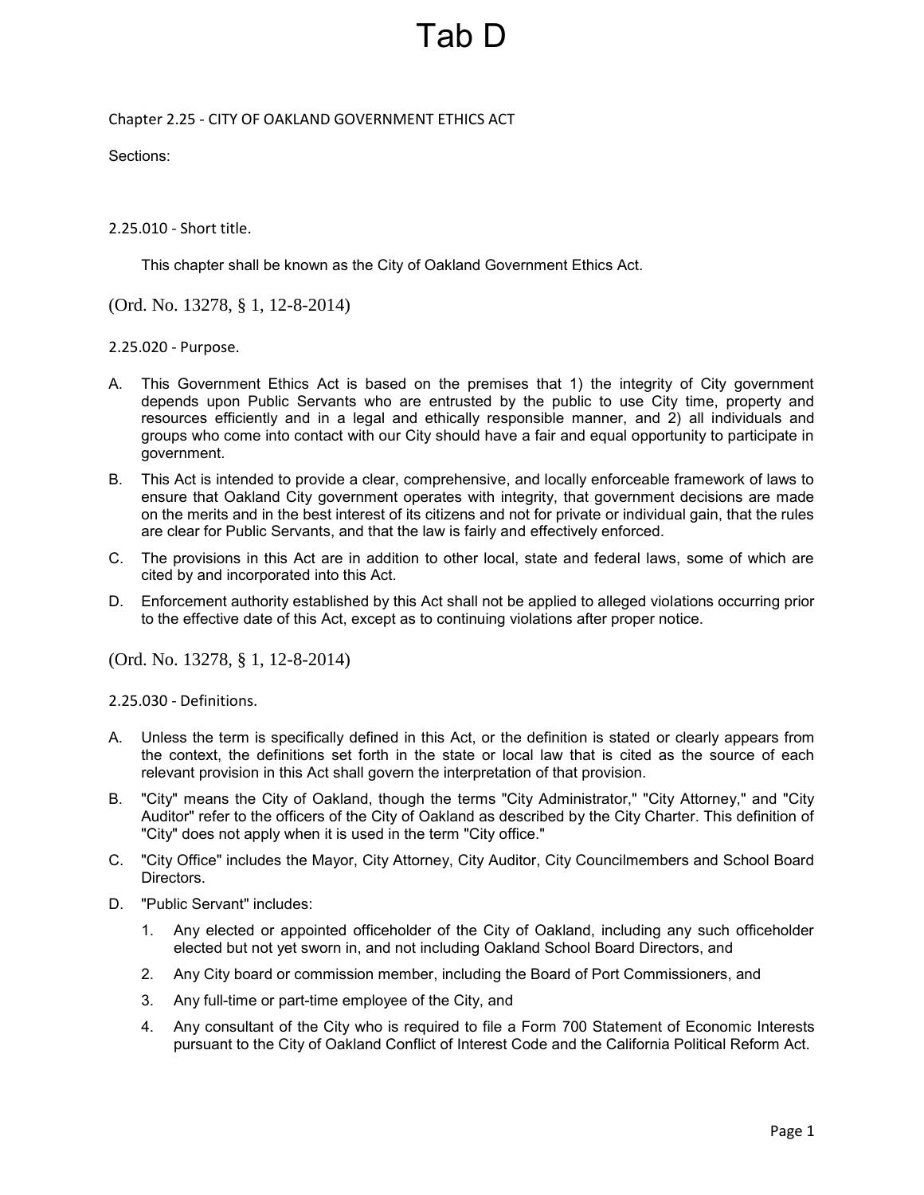# Tab D

## Chapter 2.25 - CITY OF OAKLAND GOVERNMENT ETHICS ACT

Sections:

### 2.25.010 - Short title.

This chapter shall be known as the City of Oakland Government Ethics Act.

(Ord. No. 13278, § 1, 12-8-2014)

### 2.25.020 - Purpose.

A. This Government Ethics Act is based on the premises that 1) the integrity of City government depends upon Public Servants who are entrusted by the public to use City time, property and resources efficiently and in a legal and ethically responsible manner, and 2) all individuals and groups who come into contact with our City should have a fair and equal opportunity to participate in government.

B. This Act is intended to provide a clear, comprehensive, and locally enforceable framework of laws to ensure that Oakland City government operates with integrity, that government decisions are made on the merits and in the best interest of its citizens and not for private or individual gain, that the rules are clear for Public Servants, and that the law is fairly and effectively enforced.

C. The provisions in this Act are in addition to other local, state and federal laws, some of which are cited by and incorporated into this Act.

D. Enforcement authority established by this Act shall not be applied to alleged violations occurring prior to the effective date of this Act, except as to continuing violations after proper notice.

(Ord. No. 13278, § 1, 12-8-2014)

### 2.25.030 - Definitions.

A. Unless the term is specifically defined in this Act, or the definition is stated or clearly appears from the context, the definitions set forth in the state or local law that is cited as the source of each relevant provision in this Act shall govern the interpretation of that provision.

B. "City" means the City of Oakland, though the terms "City Administrator," "City Attorney," and "City Auditor" refer to the officers of the City of Oakland as described by the City Charter. This definition of "City" does not apply when it is used in the term "City office."

C. "City Office" includes the Mayor, City Attorney, City Auditor, City Councilmembers and School Board Directors.

D. "Public Servant" includes:

   1. Any elected or appointed officeholder of the City of Oakland, including any such officeholder elected but not yet sworn in, and not including Oakland School Board Directors, and
   2. Any City board or commission member, including the Board of Port Commissioners, and
   3. Any full-time or part-time employee of the City, and
   4. Any consultant of the City who is required to file a Form 700 Statement of Economic Interests pursuant to the City of Oakland Conflict of Interest Code and the California Political Reform Act.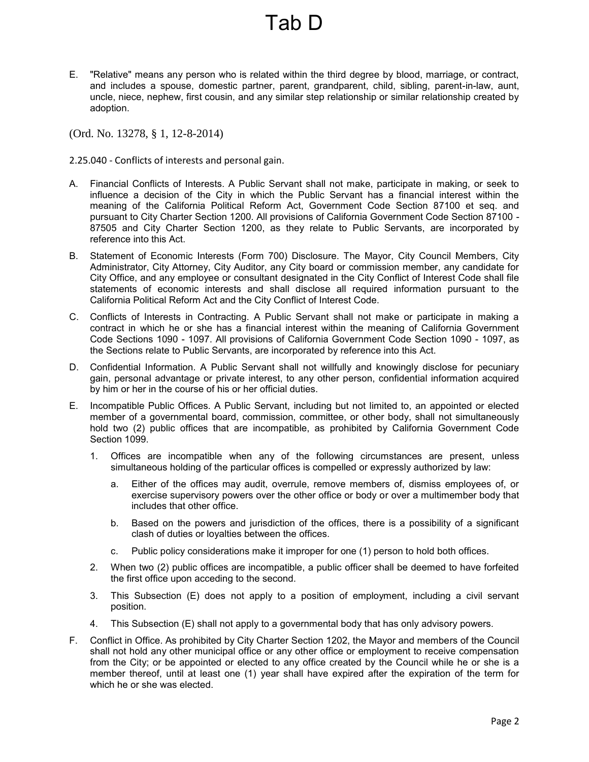# Tab D

E. "Relative" means any person who is related within the third degree by blood, marriage, or contract, and includes a spouse, domestic partner, parent, grandparent, child, sibling, parent-in-law, aunt, uncle, niece, nephew, first cousin, and any similar step relationship or similar relationship created by adoption.

(Ord. No. 13278, § 1, 12-8-2014)

2.25.040 - Conflicts of interests and personal gain.

A. Financial Conflicts of Interests. A Public Servant shall not make, participate in making, or seek to influence a decision of the City in which the Public Servant has a financial interest within the meaning of the California Political Reform Act, Government Code Section 87100 et seq. and pursuant to City Charter Section 1200. All provisions of California Government Code Section 87100 - 87505 and City Charter Section 1200, as they relate to Public Servants, are incorporated by reference into this Act.

B. Statement of Economic Interests (Form 700) Disclosure. The Mayor, City Council Members, City Administrator, City Attorney, City Auditor, any City board or commission member, any candidate for City Office, and any employee or consultant designated in the City Conflict of Interest Code shall file statements of economic interests and shall disclose all required information pursuant to the California Political Reform Act and the City Conflict of Interest Code.

C. Conflicts of Interests in Contracting. A Public Servant shall not make or participate in making a contract in which he or she has a financial interest within the meaning of California Government Code Sections 1090 - 1097. All provisions of California Government Code Section 1090 - 1097, as the Sections relate to Public Servants, are incorporated by reference into this Act.

D. Confidential Information. A Public Servant shall not willfully and knowingly disclose for pecuniary gain, personal advantage or private interest, to any other person, confidential information acquired by him or her in the course of his or her official duties.

E. Incompatible Public Offices. A Public Servant, including but not limited to, an appointed or elected member of a governmental board, commission, committee, or other body, shall not simultaneously hold two (2) public offices that are incompatible, as prohibited by California Government Code Section 1099.

   1. Offices are incompatible when any of the following circumstances are present, unless simultaneous holding of the particular offices is compelled or expressly authorized by law:

      a. Either of the offices may audit, overrule, remove members of, dismiss employees of, or exercise supervisory powers over the other office or body or over a multimember body that includes that other office.

      b. Based on the powers and jurisdiction of the offices, there is a possibility of a significant clash of duties or loyalties between the offices.

      c. Public policy considerations make it improper for one (1) person to hold both offices.

   2. When two (2) public offices are incompatible, a public officer shall be deemed to have forfeited the first office upon acceding to the second.

   3. This Subsection (E) does not apply to a position of employment, including a civil servant position.

   4. This Subsection (E) shall not apply to a governmental body that has only advisory powers.

F. Conflict in Office. As prohibited by City Charter Section 1202, the Mayor and members of the Council shall not hold any other municipal office or any other office or employment to receive compensation from the City; or be appointed or elected to any office created by the Council while he or she is a member thereof, until at least one (1) year shall have expired after the expiration of the term for which he or she was elected.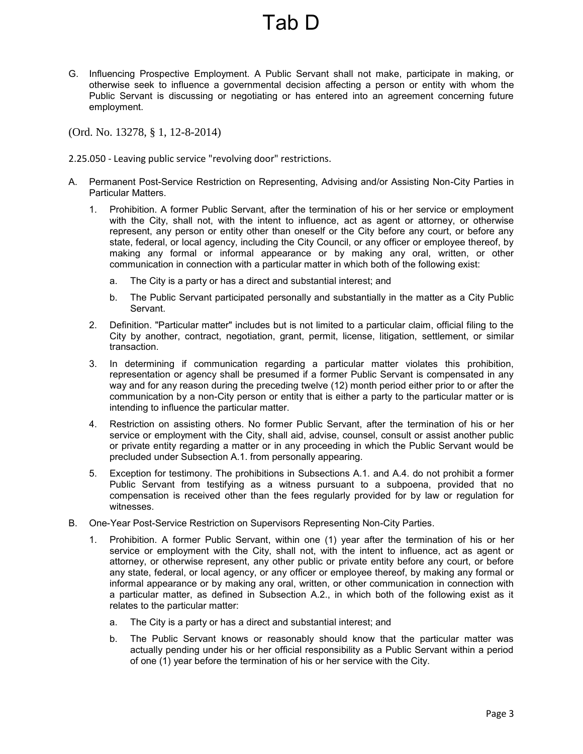# Tab D

G. Influencing Prospective Employment. A Public Servant shall not make, participate in making, or otherwise seek to influence a governmental decision affecting a person or entity with whom the Public Servant is discussing or negotiating or has entered into an agreement concerning future employment.

(Ord. No. 13278, § 1, 12-8-2014)

2.25.050 - Leaving public service "revolving door" restrictions.

A. Permanent Post-Service Restriction on Representing, Advising and/or Assisting Non-City Parties in Particular Matters.

   1. Prohibition. A former Public Servant, after the termination of his or her service or employment with the City, shall not, with the intent to influence, act as agent or attorney, or otherwise represent, any person or entity other than oneself or the City before any court, or before any state, federal, or local agency, including the City Council, or any officer or employee thereof, by making any formal or informal appearance or by making any oral, written, or other communication in connection with a particular matter in which both of the following exist:

      a. The City is a party or has a direct and substantial interest; and

      b. The Public Servant participated personally and substantially in the matter as a City Public Servant.

   2. Definition. "Particular matter" includes but is not limited to a particular claim, official filing to the City by another, contract, negotiation, grant, permit, license, litigation, settlement, or similar transaction.

   3. In determining if communication regarding a particular matter violates this prohibition, representation or agency shall be presumed if a former Public Servant is compensated in any way and for any reason during the preceding twelve (12) month period either prior to or after the communication by a non-City person or entity that is either a party to the particular matter or is intending to influence the particular matter.

   4. Restriction on assisting others. No former Public Servant, after the termination of his or her service or employment with the City, shall aid, advise, counsel, consult or assist another public or private entity regarding a matter or in any proceeding in which the Public Servant would be precluded under Subsection A.1. from personally appearing.

   5. Exception for testimony. The prohibitions in Subsections A.1. and A.4. do not prohibit a former Public Servant from testifying as a witness pursuant to a subpoena, provided that no compensation is received other than the fees regularly provided for by law or regulation for witnesses.

B. One-Year Post-Service Restriction on Supervisors Representing Non-City Parties.

   1. Prohibition. A former Public Servant, within one (1) year after the termination of his or her service or employment with the City, shall not, with the intent to influence, act as agent or attorney, or otherwise represent, any other public or private entity before any court, or before any state, federal, or local agency, or any officer or employee thereof, by making any formal or informal appearance or by making any oral, written, or other communication in connection with a particular matter, as defined in Subsection A.2., in which both of the following exist as it relates to the particular matter:

      a. The City is a party or has a direct and substantial interest; and

      b. The Public Servant knows or reasonably should know that the particular matter was actually pending under his or her official responsibility as a Public Servant within a period of one (1) year before the termination of his or her service with the City.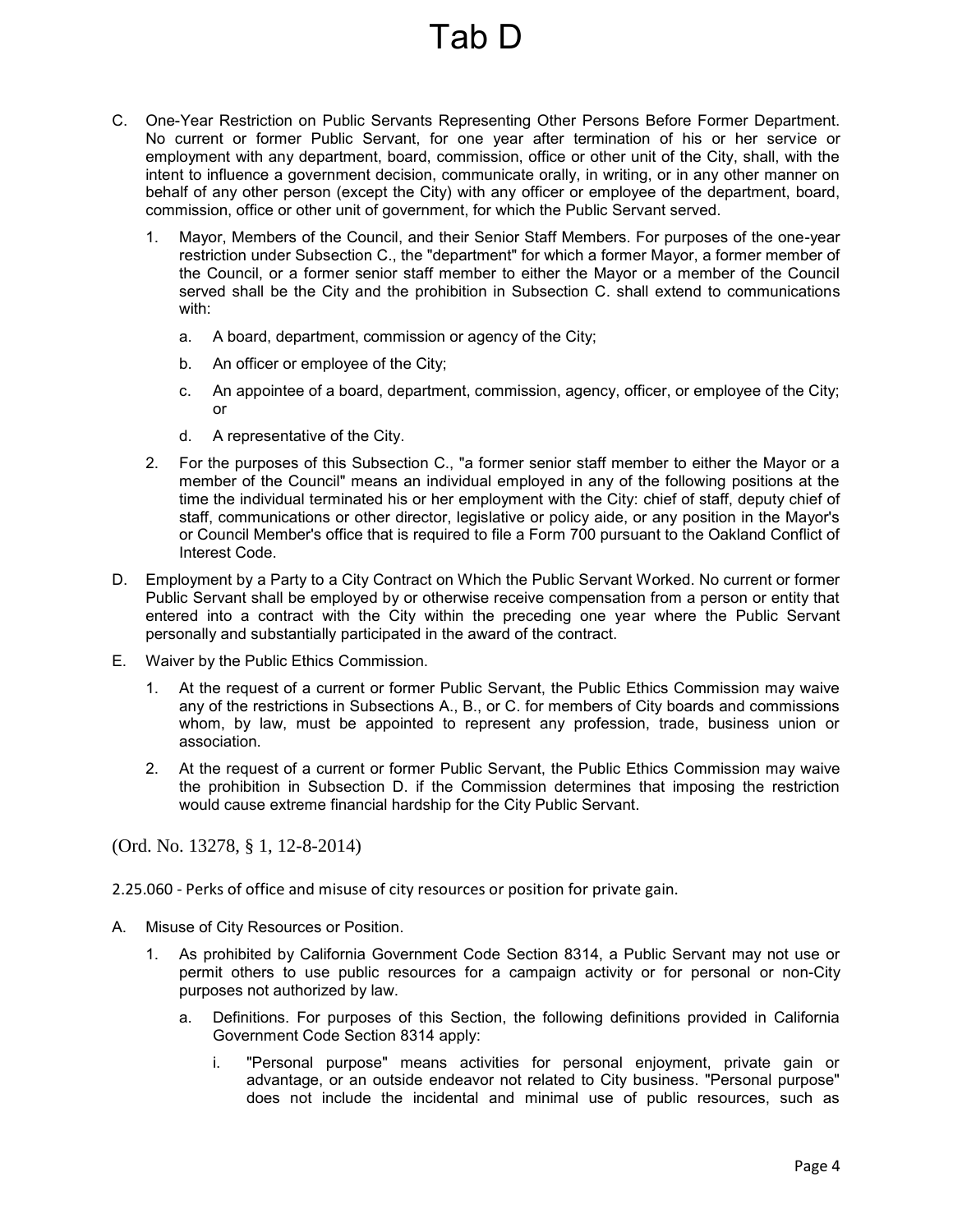# Tab D

C. One-Year Restriction on Public Servants Representing Other Persons Before Former Department. No current or former Public Servant, for one year after termination of his or her service or employment with any department, board, commission, office or other unit of the City, shall, with the intent to influence a government decision, communicate orally, in writing, or in any other manner on behalf of any other person (except the City) with any officer or employee of the department, board, commission, office or other unit of government, for which the Public Servant served.

   1. Mayor, Members of the Council, and their Senior Staff Members. For purposes of the one-year restriction under Subsection C., the "department" for which a former Mayor, a former member of the Council, or a former senior staff member to either the Mayor or a member of the Council served shall be the City and the prohibition in Subsection C. shall extend to communications with:

      a. A board, department, commission or agency of the City;

      b. An officer or employee of the City;

      c. An appointee of a board, department, commission, agency, officer, or employee of the City; or

      d. A representative of the City.

   2. For the purposes of this Subsection C., "a former senior staff member to either the Mayor or a member of the Council" means an individual employed in any of the following positions at the time the individual terminated his or her employment with the City: chief of staff, deputy chief of staff, communications or other director, legislative or policy aide, or any position in the Mayor's or Council Member's office that is required to file a Form 700 pursuant to the Oakland Conflict of Interest Code.

D. Employment by a Party to a City Contract on Which the Public Servant Worked. No current or former Public Servant shall be employed by or otherwise receive compensation from a person or entity that entered into a contract with the City within the preceding one year where the Public Servant personally and substantially participated in the award of the contract.

E. Waiver by the Public Ethics Commission.

   1. At the request of a current or former Public Servant, the Public Ethics Commission may waive any of the restrictions in Subsections A., B., or C. for members of City boards and commissions whom, by law, must be appointed to represent any profession, trade, business union or association.

   2. At the request of a current or former Public Servant, the Public Ethics Commission may waive the prohibition in Subsection D. if the Commission determines that imposing the restriction would cause extreme financial hardship for the City Public Servant.

(Ord. No. 13278, § 1, 12-8-2014)

2.25.060 - Perks of office and misuse of city resources or position for private gain.

A. Misuse of City Resources or Position.

   1. As prohibited by California Government Code Section 8314, a Public Servant may not use or permit others to use public resources for a campaign activity or for personal or non-City purposes not authorized by law.

      a. Definitions. For purposes of this Section, the following definitions provided in California Government Code Section 8314 apply:

         i. "Personal purpose" means activities for personal enjoyment, private gain or advantage, or an outside endeavor not related to City business. "Personal purpose" does not include the incidental and minimal use of public resources, such as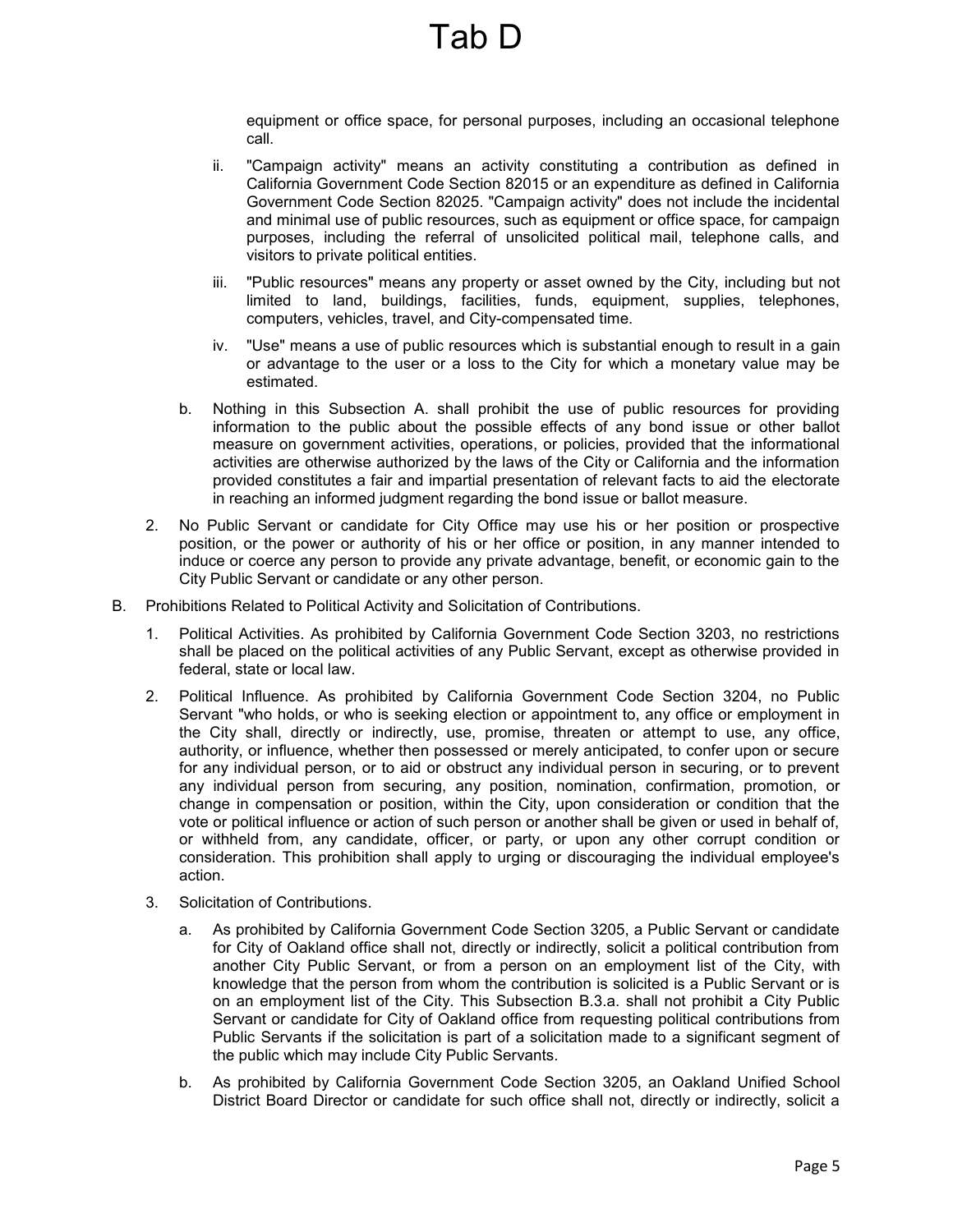equipment or office space, for personal purposes, including an occasional telephone call.

   ii. "Campaign activity" means an activity constituting a contribution as defined in California Government Code Section 82015 or an expenditure as defined in California Government Code Section 82025. "Campaign activity" does not include the incidental and minimal use of public resources, such as equipment or office space, for campaign purposes, including the referral of unsolicited political mail, telephone calls, and visitors to private political entities.

   iii. "Public resources" means any property or asset owned by the City, including but not limited to land, buildings, facilities, funds, equipment, supplies, telephones, computers, vehicles, travel, and City-compensated time.

   iv. "Use" means a use of public resources which is substantial enough to result in a gain or advantage to the user or a loss to the City for which a monetary value may be estimated.

   b. Nothing in this Subsection A. shall prohibit the use of public resources for providing information to the public about the possible effects of any bond issue or other ballot measure on government activities, operations, or policies, provided that the informational activities are otherwise authorized by the laws of the City or California and the information provided constitutes a fair and impartial presentation of relevant facts to aid the electorate in reaching an informed judgment regarding the bond issue or ballot measure.

2. No Public Servant or candidate for City Office may use his or her position or prospective position, or the power or authority of his or her office or position, in any manner intended to induce or coerce any person to provide any private advantage, benefit, or economic gain to the City Public Servant or candidate or any other person.

B. Prohibitions Related to Political Activity and Solicitation of Contributions.

1. Political Activities. As prohibited by California Government Code Section 3203, no restrictions shall be placed on the political activities of any Public Servant, except as otherwise provided in federal, state or local law.

2. Political Influence. As prohibited by California Government Code Section 3204, no Public Servant "who holds, or who is seeking election or appointment to, any office or employment in the City shall, directly or indirectly, use, promise, threaten or attempt to use, any office, authority, or influence, whether then possessed or merely anticipated, to confer upon or secure for any individual person, or to aid or obstruct any individual person in securing, or to prevent any individual person from securing, any position, nomination, confirmation, promotion, or change in compensation or position, within the City, upon consideration or condition that the vote or political influence or action of such person or another shall be given or used in behalf of, or withheld from, any candidate, officer, or party, or upon any other corrupt condition or consideration. This prohibition shall apply to urging or discouraging the individual employee's action.

3. Solicitation of Contributions.

   a. As prohibited by California Government Code Section 3205, a Public Servant or candidate for City of Oakland office shall not, directly or indirectly, solicit a political contribution from another City Public Servant, or from a person on an employment list of the City, with knowledge that the person from whom the contribution is solicited is a Public Servant or is on an employment list of the City. This Subsection B.3.a. shall not prohibit a City Public Servant or candidate for City of Oakland office from requesting political contributions from Public Servants if the solicitation is part of a solicitation made to a significant segment of the public which may include City Public Servants.

   b. As prohibited by California Government Code Section 3205, an Oakland Unified School District Board Director or candidate for such office shall not, directly or indirectly, solicit a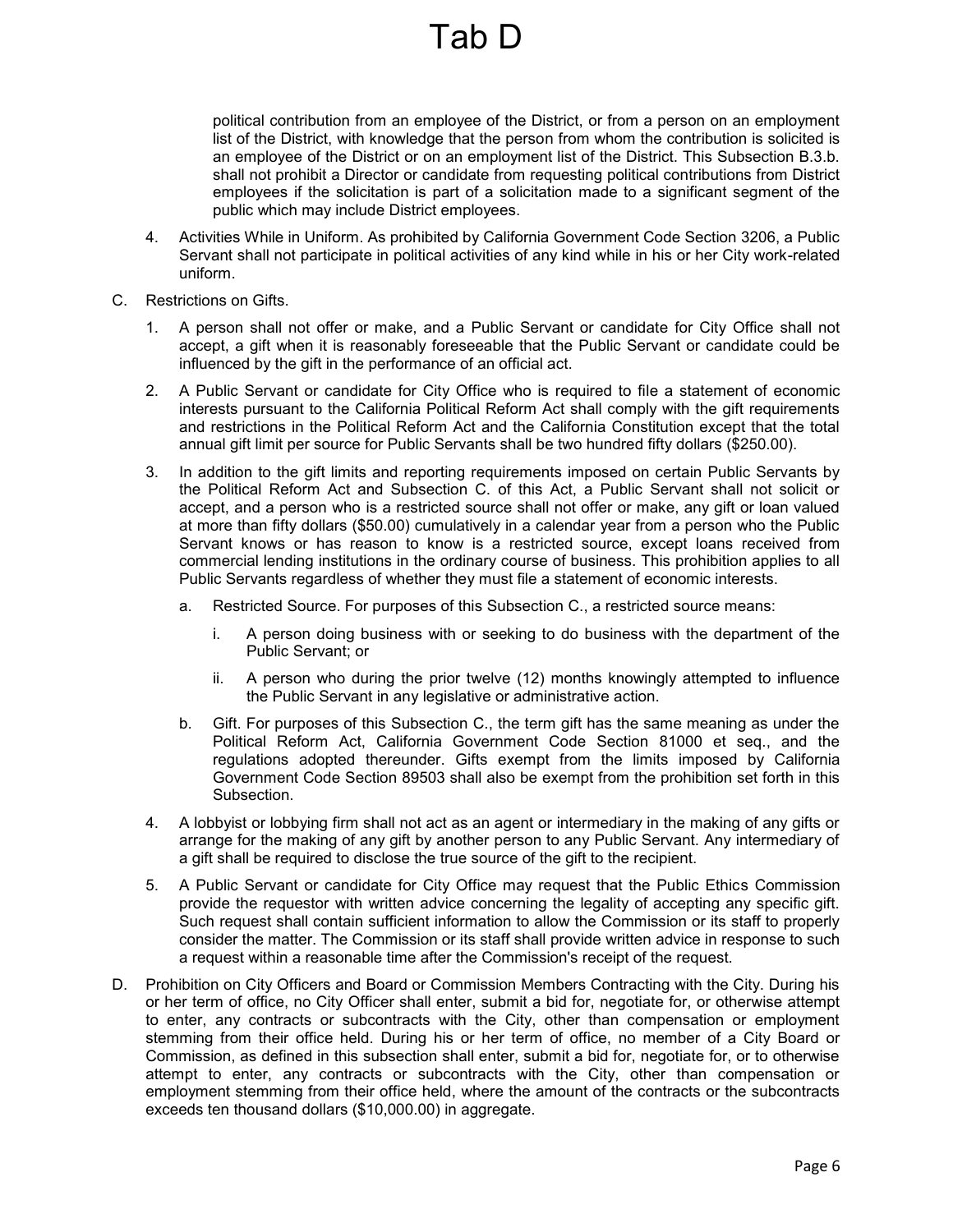political contribution from an employee of the District, or from a person on an employment list of the District, with knowledge that the person from whom the contribution is solicited is an employee of the District or on an employment list of the District. This Subsection B.3.b. shall not prohibit a Director or candidate from requesting political contributions from District employees if the solicitation is part of a solicitation made to a significant segment of the public which may include District employees.

4. Activities While in Uniform. As prohibited by California Government Code Section 3206, a Public Servant shall not participate in political activities of any kind while in his or her City work-related uniform.

C. Restrictions on Gifts.

1. A person shall not offer or make, and a Public Servant or candidate for City Office shall not accept, a gift when it is reasonably foreseeable that the Public Servant or candidate could be influenced by the gift in the performance of an official act.

2. A Public Servant or candidate for City Office who is required to file a statement of economic interests pursuant to the California Political Reform Act shall comply with the gift requirements and restrictions in the Political Reform Act and the California Constitution except that the total annual gift limit per source for Public Servants shall be two hundred fifty dollars ($250.00).

3. In addition to the gift limits and reporting requirements imposed on certain Public Servants by the Political Reform Act and Subsection C. of this Act, a Public Servant shall not solicit or accept, and a person who is a restricted source shall not offer or make, any gift or loan valued at more than fifty dollars ($50.00) cumulatively in a calendar year from a person who the Public Servant knows or has reason to know is a restricted source, except loans received from commercial lending institutions in the ordinary course of business. This prohibition applies to all Public Servants regardless of whether they must file a statement of economic interests.

   a. Restricted Source. For purposes of this Subsection C., a restricted source means:

      i. A person doing business with or seeking to do business with the department of the Public Servant; or

      ii. A person who during the prior twelve (12) months knowingly attempted to influence the Public Servant in any legislative or administrative action.

   b. Gift. For purposes of this Subsection C., the term gift has the same meaning as under the Political Reform Act, California Government Code Section 81000 et seq., and the regulations adopted thereunder. Gifts exempt from the limits imposed by California Government Code Section 89503 shall also be exempt from the prohibition set forth in this Subsection.

4. A lobbyist or lobbying firm shall not act as an agent or intermediary in the making of any gifts or arrange for the making of any gift by another person to any Public Servant. Any intermediary of a gift shall be required to disclose the true source of the gift to the recipient.

5. A Public Servant or candidate for City Office may request that the Public Ethics Commission provide the requestor with written advice concerning the legality of accepting any specific gift. Such request shall contain sufficient information to allow the Commission or its staff to properly consider the matter. The Commission or its staff shall provide written advice in response to such a request within a reasonable time after the Commission's receipt of the request.

D. Prohibition on City Officers and Board or Commission Members Contracting with the City. During his or her term of office, no City Officer shall enter, submit a bid for, negotiate for, or otherwise attempt to enter, any contracts or subcontracts with the City, other than compensation or employment stemming from their office held. During his or her term of office, no member of a City Board or Commission, as defined in this subsection shall enter, submit a bid for, negotiate for, or to otherwise attempt to enter, any contracts or subcontracts with the City, other than compensation or employment stemming from their office held, where the amount of the contracts or the subcontracts exceeds ten thousand dollars ($10,000.00) in aggregate.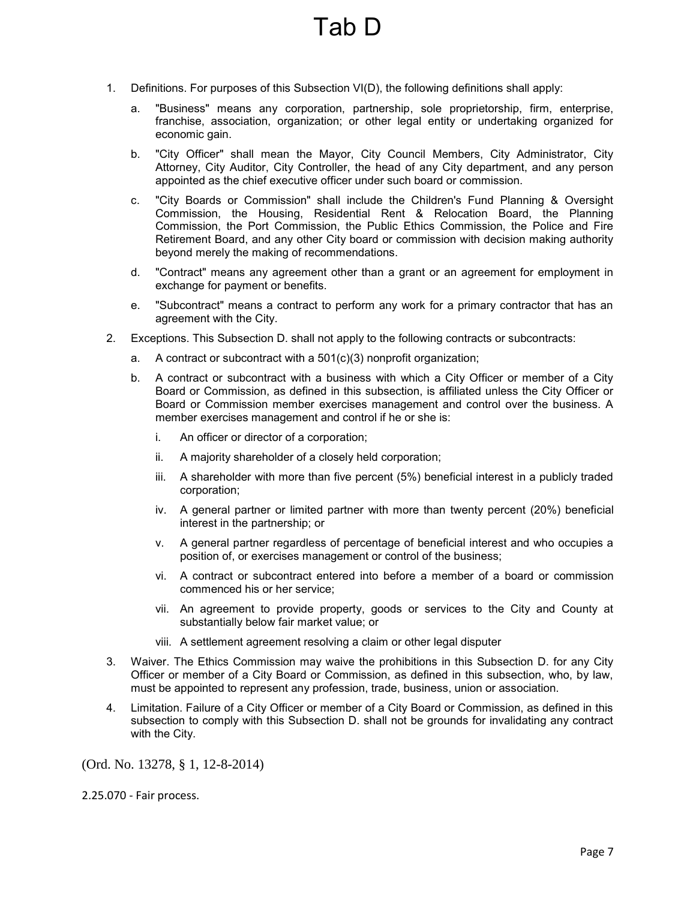# Tab D

1. Definitions. For purposes of this Subsection VI(D), the following definitions shall apply:

   a. "Business" means any corporation, partnership, sole proprietorship, firm, enterprise, franchise, association, organization; or other legal entity or undertaking organized for economic gain.

   b. "City Officer" shall mean the Mayor, City Council Members, City Administrator, City Attorney, City Auditor, City Controller, the head of any City department, and any person appointed as the chief executive officer under such board or commission.

   c. "City Boards or Commission" shall include the Children's Fund Planning & Oversight Commission, the Housing, Residential Rent & Relocation Board, the Planning Commission, the Port Commission, the Public Ethics Commission, the Police and Fire Retirement Board, and any other City board or commission with decision making authority beyond merely the making of recommendations.

   d. "Contract" means any agreement other than a grant or an agreement for employment in exchange for payment or benefits.

   e. "Subcontract" means a contract to perform any work for a primary contractor that has an agreement with the City.

2. Exceptions. This Subsection D. shall not apply to the following contracts or subcontracts:

   a. A contract or subcontract with a 501(c)(3) nonprofit organization;

   b. A contract or subcontract with a business with which a City Officer or member of a City Board or Commission, as defined in this subsection, is affiliated unless the City Officer or Board or Commission member exercises management and control over the business. A member exercises management and control if he or she is:

      i. An officer or director of a corporation;

      ii. A majority shareholder of a closely held corporation;

      iii. A shareholder with more than five percent (5%) beneficial interest in a publicly traded corporation;

      iv. A general partner or limited partner with more than twenty percent (20%) beneficial interest in the partnership; or

      v. A general partner regardless of percentage of beneficial interest and who occupies a position of, or exercises management or control of the business;

      vi. A contract or subcontract entered into before a member of a board or commission commenced his or her service;

      vii. An agreement to provide property, goods or services to the City and County at substantially below fair market value; or

      viii. A settlement agreement resolving a claim or other legal disputer

3. Waiver. The Ethics Commission may waive the prohibitions in this Subsection D. for any City Officer or member of a City Board or Commission, as defined in this subsection, who, by law, must be appointed to represent any profession, trade, business, union or association.

4. Limitation. Failure of a City Officer or member of a City Board or Commission, as defined in this subsection to comply with this Subsection D. shall not be grounds for invalidating any contract with the City.

(Ord. No. 13278, § 1, 12-8-2014)

2.25.070 - Fair process.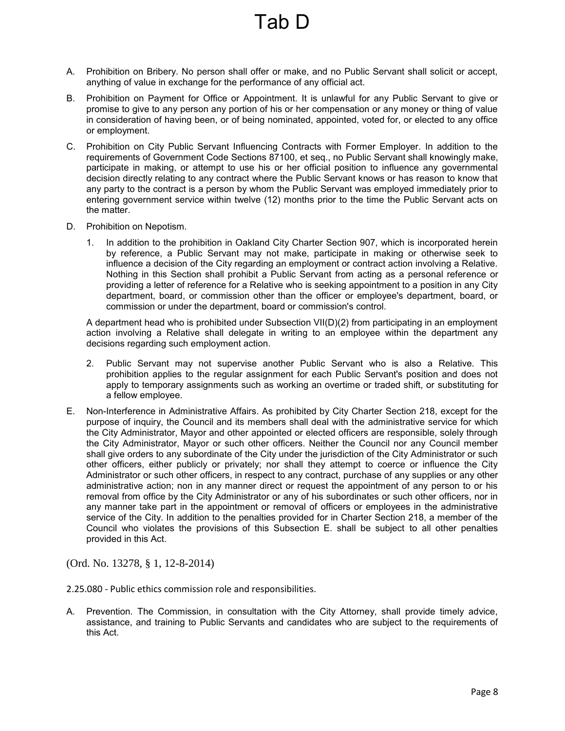# Tab D

A. Prohibition on Bribery. No person shall offer or make, and no Public Servant shall solicit or accept, anything of value in exchange for the performance of any official act.

B. Prohibition on Payment for Office or Appointment. It is unlawful for any Public Servant to give or promise to give to any person any portion of his or her compensation or any money or thing of value in consideration of having been, or of being nominated, appointed, voted for, or elected to any office or employment.

C. Prohibition on City Public Servant Influencing Contracts with Former Employer. In addition to the requirements of Government Code Sections 87100, et seq., no Public Servant shall knowingly make, participate in making, or attempt to use his or her official position to influence any governmental decision directly relating to any contract where the Public Servant knows or has reason to know that any party to the contract is a person by whom the Public Servant was employed immediately prior to entering government service within twelve (12) months prior to the time the Public Servant acts on the matter.

D. Prohibition on Nepotism.

   1. In addition to the prohibition in Oakland City Charter Section 907, which is incorporated herein by reference, a Public Servant may not make, participate in making or otherwise seek to influence a decision of the City regarding an employment or contract action involving a Relative. Nothing in this Section shall prohibit a Public Servant from acting as a personal reference or providing a letter of reference for a Relative who is seeking appointment to a position in any City department, board, or commission other than the officer or employee's department, board, or commission or under the department, board or commission's control.

   A department head who is prohibited under Subsection VII(D)(2) from participating in an employment action involving a Relative shall delegate in writing to an employee within the department any decisions regarding such employment action.

   2. Public Servant may not supervise another Public Servant who is also a Relative. This prohibition applies to the regular assignment for each Public Servant's position and does not apply to temporary assignments such as working an overtime or traded shift, or substituting for a fellow employee.

E. Non-Interference in Administrative Affairs. As prohibited by City Charter Section 218, except for the purpose of inquiry, the Council and its members shall deal with the administrative service for which the City Administrator, Mayor and other appointed or elected officers are responsible, solely through the City Administrator, Mayor or such other officers. Neither the Council nor any Council member shall give orders to any subordinate of the City under the jurisdiction of the City Administrator or such other officers, either publicly or privately; nor shall they attempt to coerce or influence the City Administrator or such other officers, in respect to any contract, purchase of any supplies or any other administrative action; non in any manner direct or request the appointment of any person to or his removal from office by the City Administrator or any of his subordinates or such other officers, nor in any manner take part in the appointment or removal of officers or employees in the administrative service of the City. In addition to the penalties provided for in Charter Section 218, a member of the Council who violates the provisions of this Subsection E. shall be subject to all other penalties provided in this Act.

(Ord. No. 13278, § 1, 12-8-2014)

2.25.080 - Public ethics commission role and responsibilities.

A. Prevention. The Commission, in consultation with the City Attorney, shall provide timely advice, assistance, and training to Public Servants and candidates who are subject to the requirements of this Act.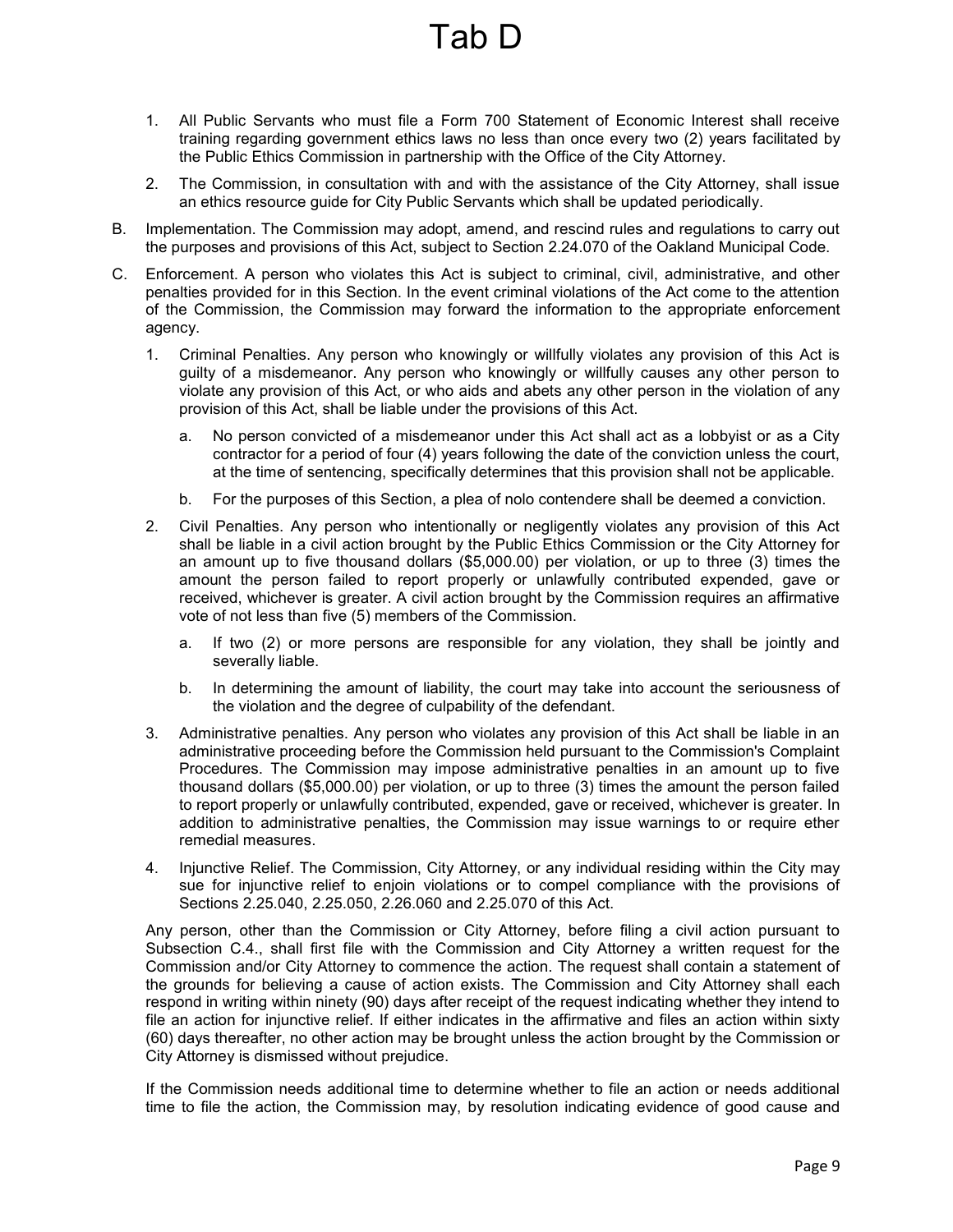# Tab D

1. All Public Servants who must file a Form 700 Statement of Economic Interest shall receive training regarding government ethics laws no less than once every two (2) years facilitated by the Public Ethics Commission in partnership with the Office of the City Attorney.

2. The Commission, in consultation with and with the assistance of the City Attorney, shall issue an ethics resource guide for City Public Servants which shall be updated periodically.

B. Implementation. The Commission may adopt, amend, and rescind rules and regulations to carry out the purposes and provisions of this Act, subject to Section 2.24.070 of the Oakland Municipal Code.

C. Enforcement. A person who violates this Act is subject to criminal, civil, administrative, and other penalties provided for in this Section. In the event criminal violations of the Act come to the attention of the Commission, the Commission may forward the information to the appropriate enforcement agency.

1. Criminal Penalties. Any person who knowingly or willfully violates any provision of this Act is guilty of a misdemeanor. Any person who knowingly or willfully causes any other person to violate any provision of this Act, or who aids and abets any other person in the violation of any provision of this Act, shall be liable under the provisions of this Act.

   a. No person convicted of a misdemeanor under this Act shall act as a lobbyist or as a City contractor for a period of four (4) years following the date of the conviction unless the court, at the time of sentencing, specifically determines that this provision shall not be applicable.

   b. For the purposes of this Section, a plea of nolo contendere shall be deemed a conviction.

2. Civil Penalties. Any person who intentionally or negligently violates any provision of this Act shall be liable in a civil action brought by the Public Ethics Commission or the City Attorney for an amount up to five thousand dollars ($5,000.00) per violation, or up to three (3) times the amount the person failed to report properly or unlawfully contributed expended, gave or received, whichever is greater. A civil action brought by the Commission requires an affirmative vote of not less than five (5) members of the Commission.

   a. If two (2) or more persons are responsible for any violation, they shall be jointly and severally liable.

   b. In determining the amount of liability, the court may take into account the seriousness of the violation and the degree of culpability of the defendant.

3. Administrative penalties. Any person who violates any provision of this Act shall be liable in an administrative proceeding before the Commission held pursuant to the Commission's Complaint Procedures. The Commission may impose administrative penalties in an amount up to five thousand dollars ($5,000.00) per violation, or up to three (3) times the amount the person failed to report properly or unlawfully contributed, expended, gave or received, whichever is greater. In addition to administrative penalties, the Commission may issue warnings to or require ether remedial measures.

4. Injunctive Relief. The Commission, City Attorney, or any individual residing within the City may sue for injunctive relief to enjoin violations or to compel compliance with the provisions of Sections 2.25.040, 2.25.050, 2.26.060 and 2.25.070 of this Act.

Any person, other than the Commission or City Attorney, before filing a civil action pursuant to Subsection C.4., shall first file with the Commission and City Attorney a written request for the Commission and/or City Attorney to commence the action. The request shall contain a statement of the grounds for believing a cause of action exists. The Commission and City Attorney shall each respond in writing within ninety (90) days after receipt of the request indicating whether they intend to file an action for injunctive relief. If either indicates in the affirmative and files an action within sixty (60) days thereafter, no other action may be brought unless the action brought by the Commission or City Attorney is dismissed without prejudice.

If the Commission needs additional time to determine whether to file an action or needs additional time to file the action, the Commission may, by resolution indicating evidence of good cause and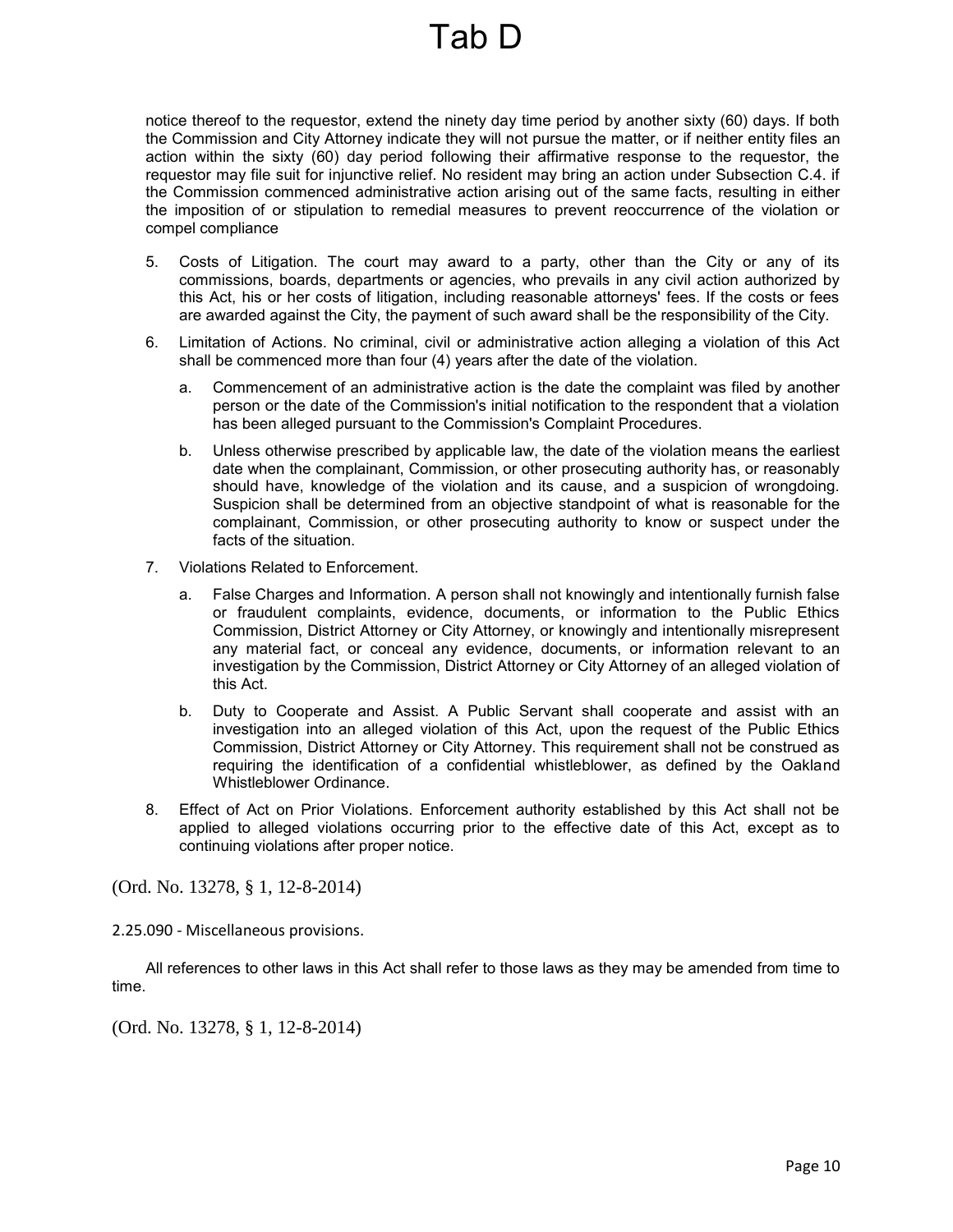# Tab D

notice thereof to the requestor, extend the ninety day time period by another sixty (60) days. If both the Commission and City Attorney indicate they will not pursue the matter, or if neither entity files an action within the sixty (60) day period following their affirmative response to the requestor, the requestor may file suit for injunctive relief. No resident may bring an action under Subsection C.4. if the Commission commenced administrative action arising out of the same facts, resulting in either the imposition of or stipulation to remedial measures to prevent reoccurrence of the violation or compel compliance

5. Costs of Litigation. The court may award to a party, other than the City or any of its commissions, boards, departments or agencies, who prevails in any civil action authorized by this Act, his or her costs of litigation, including reasonable attorneys' fees. If the costs or fees are awarded against the City, the payment of such award shall be the responsibility of the City.

6. Limitation of Actions. No criminal, civil or administrative action alleging a violation of this Act shall be commenced more than four (4) years after the date of the violation.

   a. Commencement of an administrative action is the date the complaint was filed by another person or the date of the Commission's initial notification to the respondent that a violation has been alleged pursuant to the Commission's Complaint Procedures.

   b. Unless otherwise prescribed by applicable law, the date of the violation means the earliest date when the complainant, Commission, or other prosecuting authority has, or reasonably should have, knowledge of the violation and its cause, and a suspicion of wrongdoing. Suspicion shall be determined from an objective standpoint of what is reasonable for the complainant, Commission, or other prosecuting authority to know or suspect under the facts of the situation.

7. Violations Related to Enforcement.

   a. False Charges and Information. A person shall not knowingly and intentionally furnish false or fraudulent complaints, evidence, documents, or information to the Public Ethics Commission, District Attorney or City Attorney, or knowingly and intentionally misrepresent any material fact, or conceal any evidence, documents, or information relevant to an investigation by the Commission, District Attorney or City Attorney of an alleged violation of this Act.

   b. Duty to Cooperate and Assist. A Public Servant shall cooperate and assist with an investigation into an alleged violation of this Act, upon the request of the Public Ethics Commission, District Attorney or City Attorney. This requirement shall not be construed as requiring the identification of a confidential whistleblower, as defined by the Oakland Whistleblower Ordinance.

8. Effect of Act on Prior Violations. Enforcement authority established by this Act shall not be applied to alleged violations occurring prior to the effective date of this Act, except as to continuing violations after proper notice.

(Ord. No. 13278, § 1, 12-8-2014)

2.25.090 - Miscellaneous provisions.

All references to other laws in this Act shall refer to those laws as they may be amended from time to time.

(Ord. No. 13278, § 1, 12-8-2014)